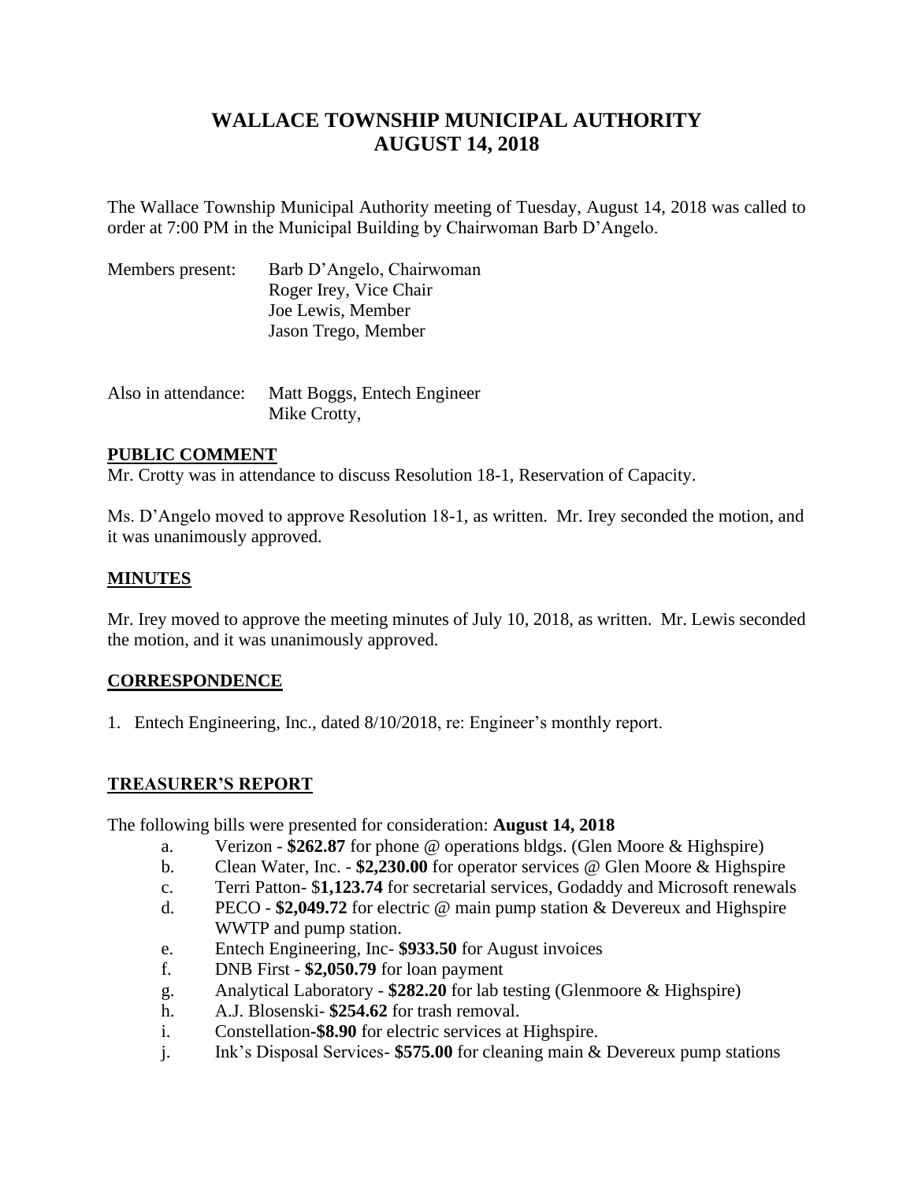# WALLACE TOWNSHIP MUNICIPAL AUTHORITY
# AUGUST 14, 2018

The Wallace Township Municipal Authority meeting of Tuesday, August 14, 2018 was called to order at 7:00 PM in the Municipal Building by Chairwoman Barb D'Angelo.

Members present: Barb D'Angelo, Chairwoman
Roger Irey, Vice Chair
Joe Lewis, Member
Jason Trego, Member

Also in attendance: Matt Boggs, Entech Engineer
Mike Crotty,

## PUBLIC COMMENT

Mr. Crotty was in attendance to discuss Resolution 18-1, Reservation of Capacity.

Ms. D'Angelo moved to approve Resolution 18-1, as written. Mr. Irey seconded the motion, and it was unanimously approved.

## MINUTES

Mr. Irey moved to approve the meeting minutes of July 10, 2018, as written. Mr. Lewis seconded the motion, and it was unanimously approved.

## CORRESPONDENCE

1. Entech Engineering, Inc., dated 8/10/2018, re: Engineer's monthly report.

## TREASURER'S REPORT

The following bills were presented for consideration: **August 14, 2018**

a. Verizon - **$262.87** for phone @ operations bldgs. (Glen Moore & Highspire)
b. Clean Water, Inc. - **$2,230.00** for operator services @ Glen Moore & Highspire
c. Terri Patton- $**1,123.74** for secretarial services, Godaddy and Microsoft renewals
d. PECO - **$2,049.72** for electric @ main pump station & Devereux and Highspire WWTP and pump station.
e. Entech Engineering, Inc- **$933.50** for August invoices
f. DNB First - **$2,050.79** for loan payment
g. Analytical Laboratory - **$282.20** for lab testing (Glenmoore & Highspire)
h. A.J. Blosenski- **$254.62** for trash removal.
i. Constellation**-$8.90** for electric services at Highspire.
j. Ink's Disposal Services- **$575.00** for cleaning main & Devereux pump stations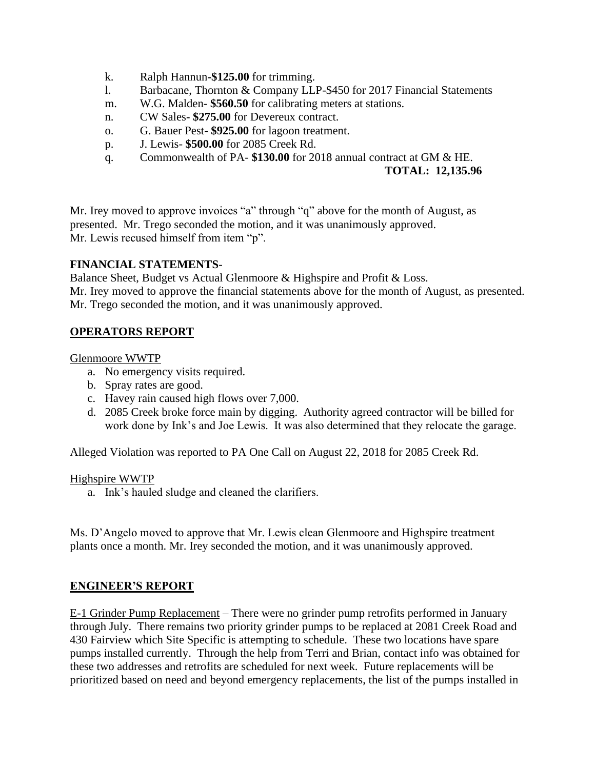k. Ralph Hannun-**$125.00** for trimming.
l. Barbacane, Thornton & Company LLP-$450 for 2017 Financial Statements
m. W.G. Malden- **$560.50** for calibrating meters at stations.
n. CW Sales- **$275.00** for Devereux contract.
o. G. Bauer Pest- **$925.00** for lagoon treatment.
p. J. Lewis- **$500.00** for 2085 Creek Rd.
q. Commonwealth of PA- **$130.00** for 2018 annual contract at GM & HE.

**TOTAL: 12,135.96**

Mr. Irey moved to approve invoices "a" through "q" above for the month of August, as presented. Mr. Trego seconded the motion, and it was unanimously approved. Mr. Lewis recused himself from item "p".

**FINANCIAL STATEMENTS**-

Balance Sheet, Budget vs Actual Glenmoore & Highspire and Profit & Loss.
Mr. Irey moved to approve the financial statements above for the month of August, as presented. Mr. Trego seconded the motion, and it was unanimously approved.

## OPERATORS REPORT

Glenmoore WWTP

a. No emergency visits required.
b. Spray rates are good.
c. Havey rain caused high flows over 7,000.
d. 2085 Creek broke force main by digging. Authority agreed contractor will be billed for work done by Ink's and Joe Lewis. It was also determined that they relocate the garage.

Alleged Violation was reported to PA One Call on August 22, 2018 for 2085 Creek Rd.

Highspire WWTP

a. Ink's hauled sludge and cleaned the clarifiers.

Ms. D'Angelo moved to approve that Mr. Lewis clean Glenmoore and Highspire treatment plants once a month. Mr. Irey seconded the motion, and it was unanimously approved.

## ENGINEER'S REPORT

E-1 Grinder Pump Replacement – There were no grinder pump retrofits performed in January through July. There remains two priority grinder pumps to be replaced at 2081 Creek Road and 430 Fairview which Site Specific is attempting to schedule. These two locations have spare pumps installed currently. Through the help from Terri and Brian, contact info was obtained for these two addresses and retrofits are scheduled for next week. Future replacements will be prioritized based on need and beyond emergency replacements, the list of the pumps installed in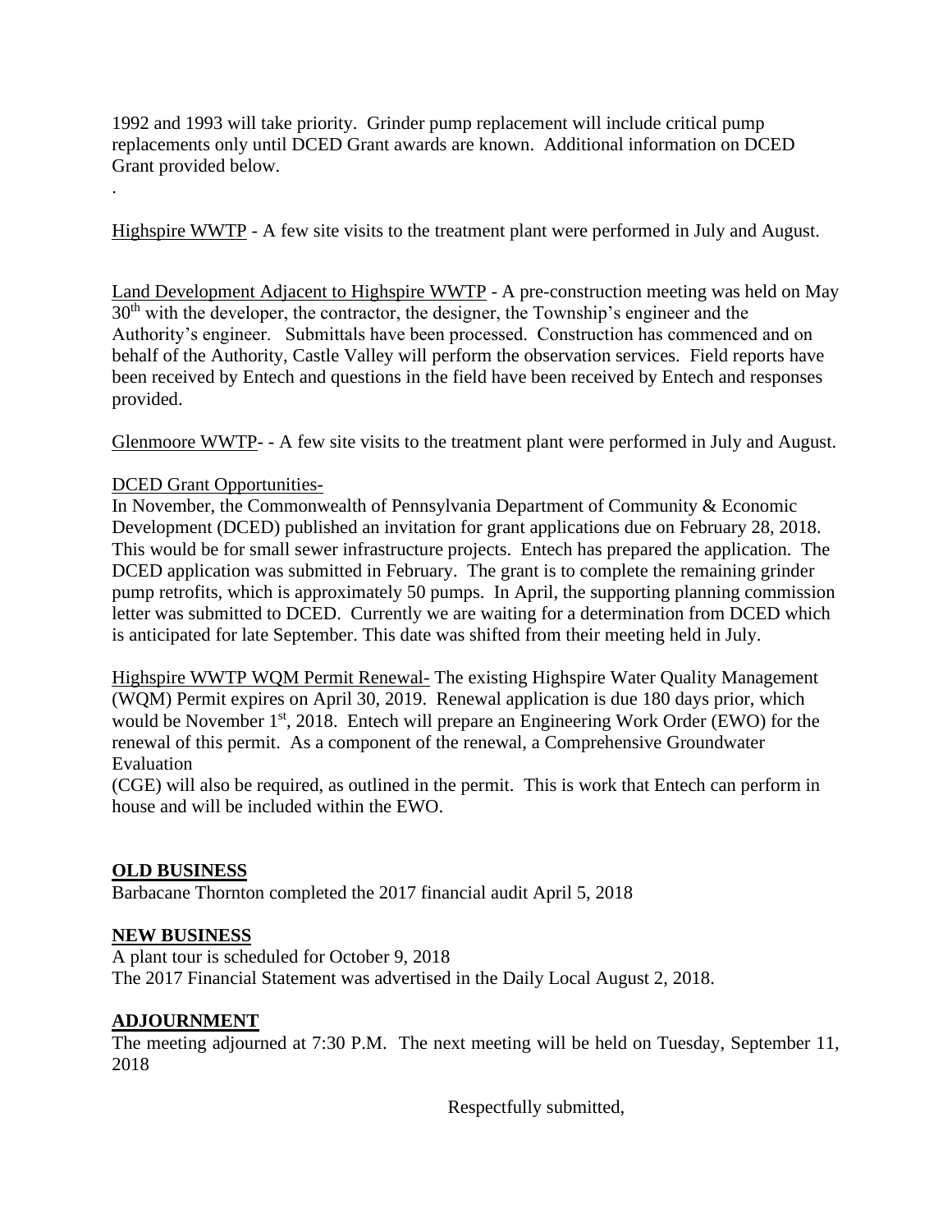1992 and 1993 will take priority. Grinder pump replacement will include critical pump replacements only until DCED Grant awards are known. Additional information on DCED Grant provided below.

.

<u>Highspire WWTP</u> - A few site visits to the treatment plant were performed in July and August.

<u>Land Development Adjacent to Highspire WWTP</u> - A pre-construction meeting was held on May 30th with the developer, the contractor, the designer, the Township's engineer and the Authority's engineer. Submittals have been processed. Construction has commenced and on behalf of the Authority, Castle Valley will perform the observation services. Field reports have been received by Entech and questions in the field have been received by Entech and responses provided.

<u>Glenmoore WWTP</u>- - A few site visits to the treatment plant were performed in July and August.

<u>DCED Grant Opportunities-</u>
In November, the Commonwealth of Pennsylvania Department of Community & Economic Development (DCED) published an invitation for grant applications due on February 28, 2018. This would be for small sewer infrastructure projects. Entech has prepared the application. The DCED application was submitted in February. The grant is to complete the remaining grinder pump retrofits, which is approximately 50 pumps. In April, the supporting planning commission letter was submitted to DCED. Currently we are waiting for a determination from DCED which is anticipated for late September. This date was shifted from their meeting held in July.

<u>Highspire WWTP WQM Permit Renewal-</u> The existing Highspire Water Quality Management (WQM) Permit expires on April 30, 2019. Renewal application is due 180 days prior, which would be November 1st, 2018. Entech will prepare an Engineering Work Order (EWO) for the renewal of this permit. As a component of the renewal, a Comprehensive Groundwater Evaluation
(CGE) will also be required, as outlined in the permit. This is work that Entech can perform in house and will be included within the EWO.

## OLD BUSINESS

Barbacane Thornton completed the 2017 financial audit April 5, 2018

## NEW BUSINESS

A plant tour is scheduled for October 9, 2018
The 2017 Financial Statement was advertised in the Daily Local August 2, 2018.

## ADJOURNMENT

The meeting adjourned at 7:30 P.M. The next meeting will be held on Tuesday, September 11, 2018

Respectfully submitted,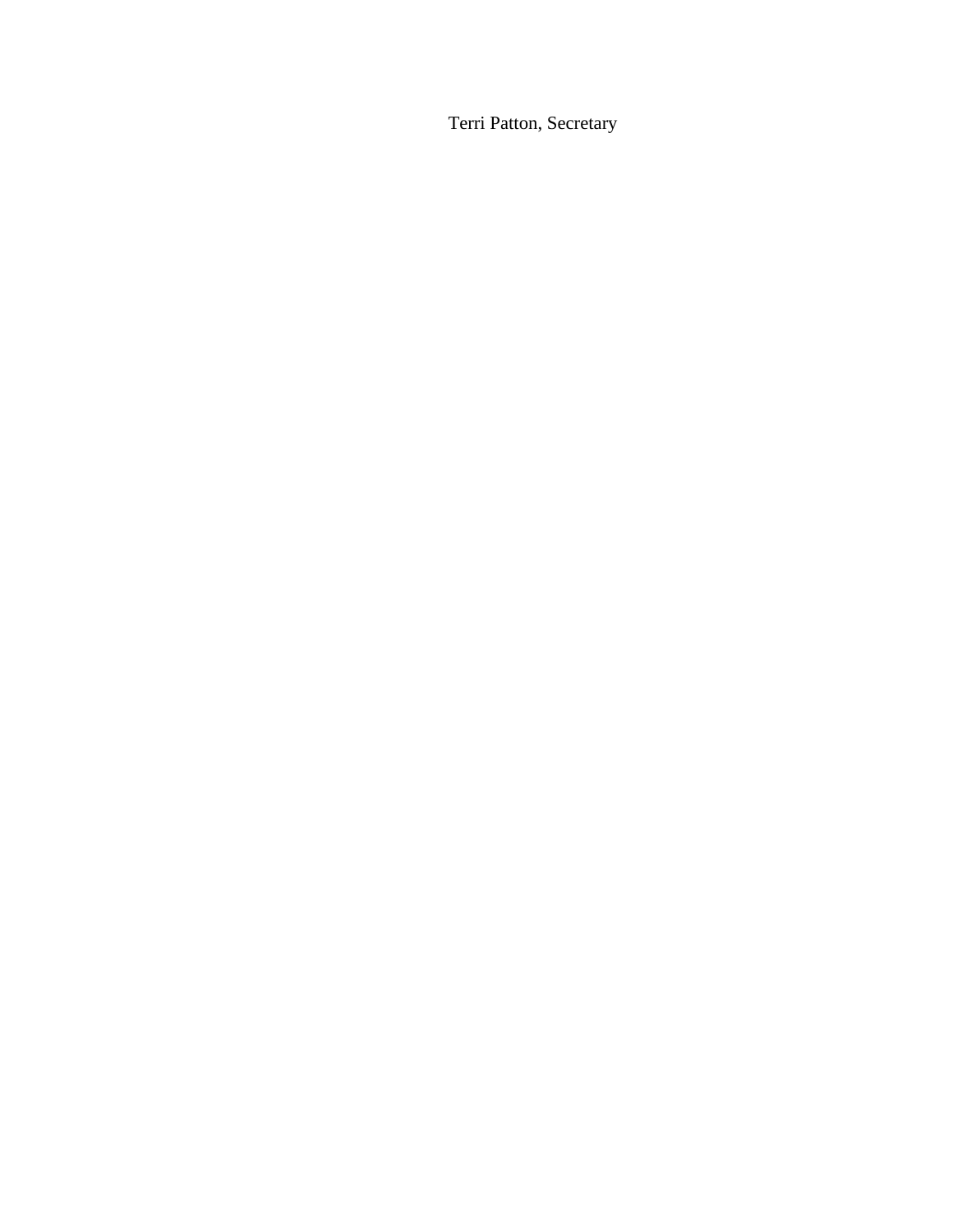Terri Patton, Secretary